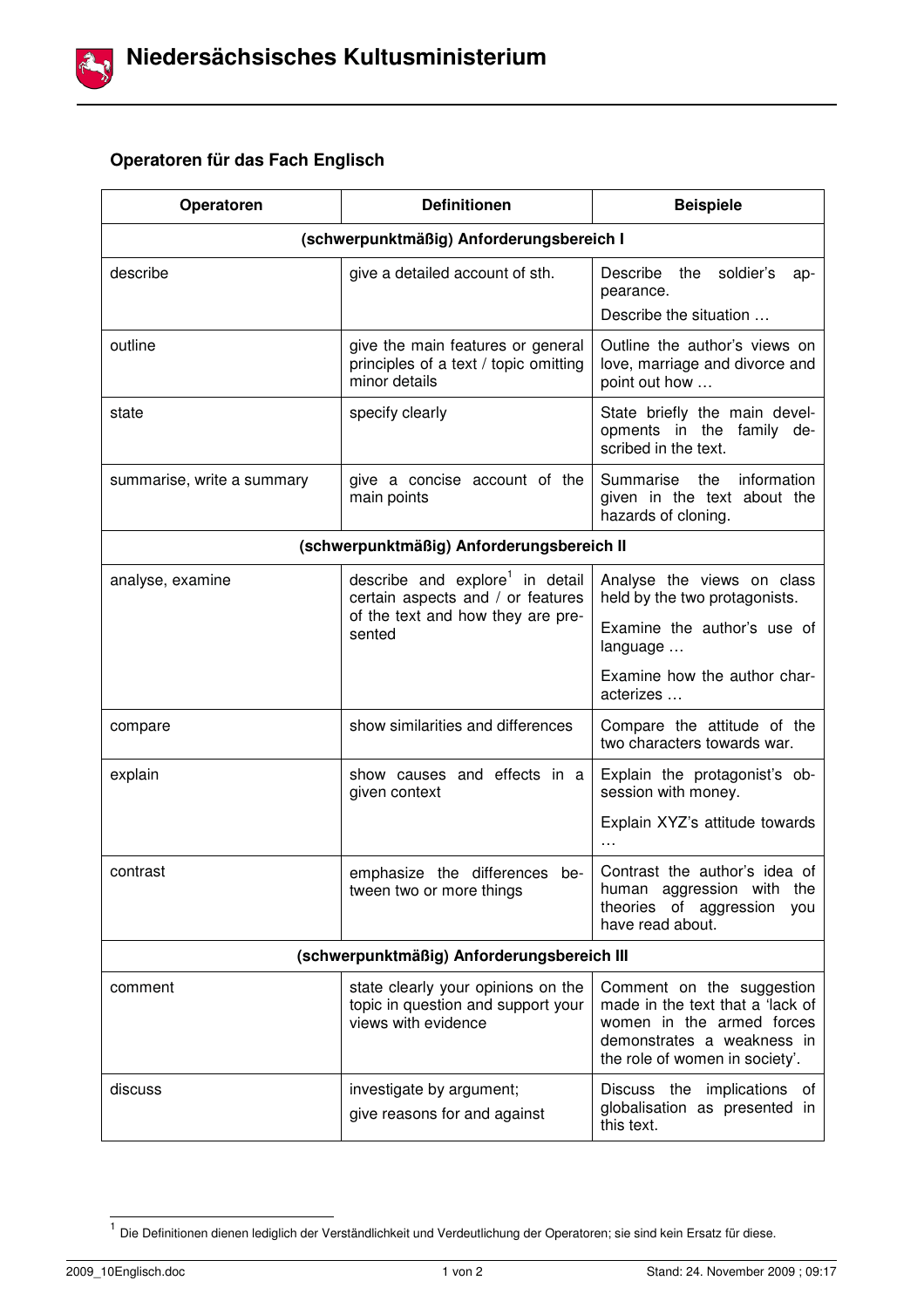# Niedersächsisches Kultusministerium

## Operatoren für das Fach Englisch

| Operatoren | Definitionen | Beispiele |
|---|---|---|
| **(schwerpunktmäßig) Anforderungsbereich I** | | |
| describe | give a detailed account of sth. | Describe the soldier's appearance. Describe the situation … |
| outline | give the main features or general principles of a text / topic omitting minor details | Outline the author's views on love, marriage and divorce and point out how … |
| state | specify clearly | State briefly the main developments in the family described in the text. |
| summarise, write a summary | give a concise account of the main points | Summarise the information given in the text about the hazards of cloning. |
| **(schwerpunktmäßig) Anforderungsbereich II** | | |
| analyse, examine | describe and explore[1] in detail certain aspects and / or features of the text and how they are presented | Analyse the views on class held by the two protagonists. Examine the author's use of language … Examine how the author characterizes … |
| compare | show similarities and differences | Compare the attitude of the two characters towards war. |
| explain | show causes and effects in a given context | Explain the protagonist's obsession with money. Explain XYZ's attitude towards … |
| contrast | emphasize the differences between two or more things | Contrast the author's idea of human aggression with the theories of aggression you have read about. |
| **(schwerpunktmäßig) Anforderungsbereich III** | | |
| comment | state clearly your opinions on the topic in question and support your views with evidence | Comment on the suggestion made in the text that a 'lack of women in the armed forces demonstrates a weakness in the role of women in society'. |
| discuss | investigate by argument; give reasons for and against | Discuss the implications of globalisation as presented in this text. |

[1] Die Definitionen dienen lediglich der Verständlichkeit und Verdeutlichung der Operatoren; sie sind kein Ersatz für diese.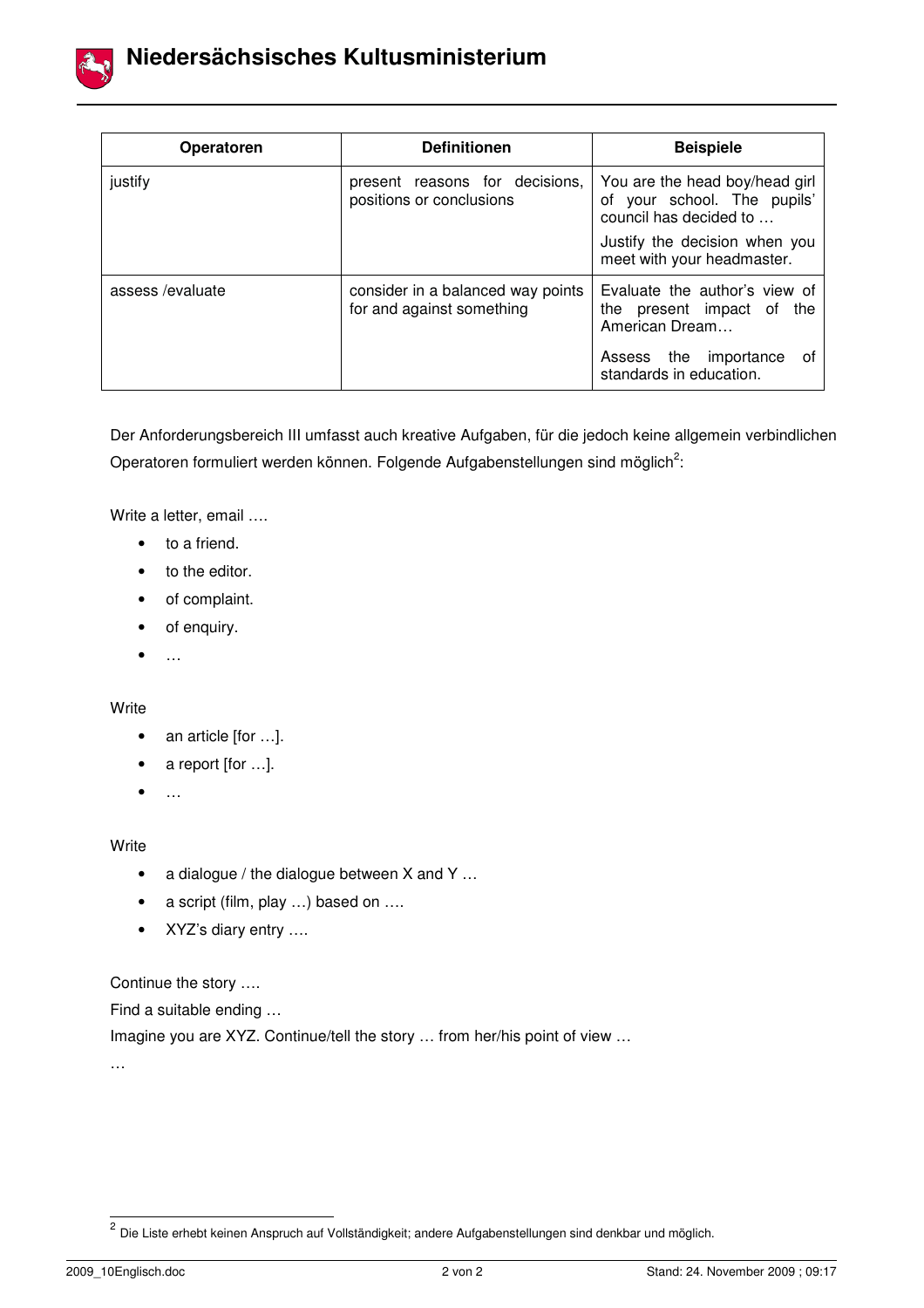| Operatoren | Definitionen | Beispiele |
|---|---|---|
| justify | present reasons for decisions, positions or conclusions | You are the head boy/head girl of your school. The pupils' council has decided to … <br><br> Justify the decision when you meet with your headmaster. |
| assess /evaluate | consider in a balanced way points for and against something | Evaluate the author's view of the present impact of the American Dream… <br><br> Assess the importance of standards in education. |

Der Anforderungsbereich III umfasst auch kreative Aufgaben, für die jedoch keine allgemein verbindlichen Operatoren formuliert werden können. Folgende Aufgabenstellungen sind möglich[2]:

Write a letter, email ….

- to a friend.
- to the editor.
- of complaint.
- of enquiry.
- …

Write

- an article [for …].
- a report [for …].
- …

Write

- a dialogue / the dialogue between X and Y …
- a script (film, play …) based on ….
- XYZ's diary entry ….

Continue the story ….

Find a suitable ending …

Imagine you are XYZ. Continue/tell the story … from her/his point of view …

…

[2] Die Liste erhebt keinen Anspruch auf Vollständigkeit; andere Aufgabenstellungen sind denkbar und möglich.